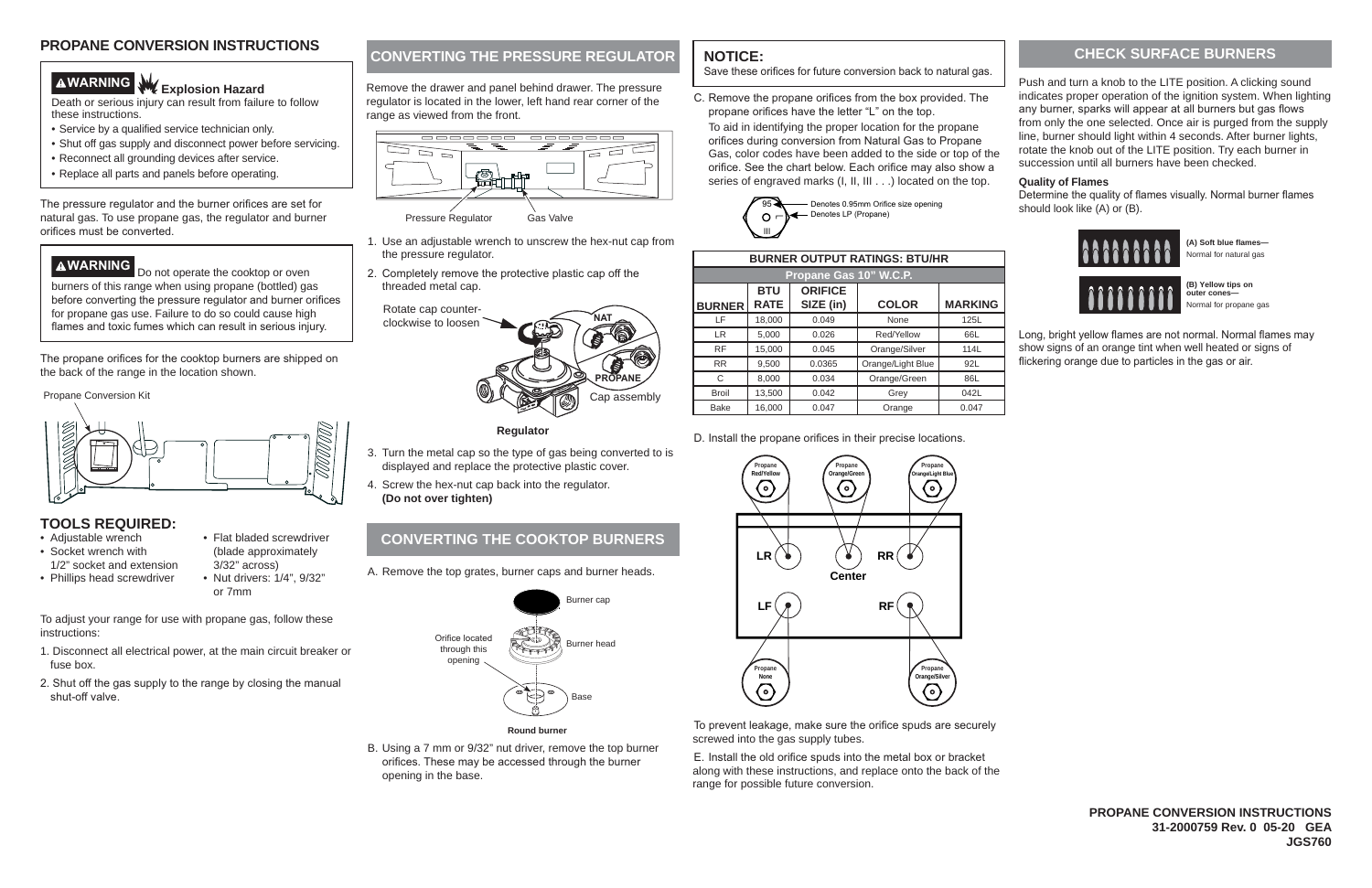# PROPANE CONVERSION INSTRUCTIONS

**⚠WARNING** **Explosion Hazard**

Death or serious injury can result from failure to follow these instructions.

- Service by a qualified service technician only.
- Shut off gas supply and disconnect power before servicing.
- Reconnect all grounding devices after service.
- Replace all parts and panels before operating.

The pressure regulator and the burner orifices are set for natural gas. To use propane gas, the regulator and burner orifices must be converted.

**⚠WARNING** Do not operate the cooktop or oven burners of this range when using propane (bottled) gas before converting the pressure regulator and burner orifices for propane gas use. Failure to do so could cause high flames and toxic fumes which can result in serious injury.

The propane orifices for the cooktop burners are shipped on the back of the range in the location shown.

Propane Conversion Kit

## TOOLS REQUIRED:

- Adjustable wrench
- Socket wrench with 1/2" socket and extension
- Phillips head screwdriver
- Flat bladed screwdriver (blade approximately 3/32" across)
- Nut drivers: 1/4", 9/32" or 7mm

To adjust your range for use with propane gas, follow these instructions:

1. Disconnect all electrical power, at the main circuit breaker or fuse box.
2. Shut off the gas supply to the range by closing the manual shut-off valve.

## CONVERTING THE PRESSURE REGULATOR

Remove the drawer and panel behind drawer. The pressure regulator is located in the lower, left hand rear corner of the range as viewed from the front.

Pressure Regulator    Gas Valve

1. Use an adjustable wrench to unscrew the hex-nut cap from the pressure regulator.
2. Completely remove the protective plastic cap off the threaded metal cap.

Rotate cap counter-clockwise to loosen    NAT    PROPANE    Cap assembly

**Regulator**

3. Turn the metal cap so the type of gas being converted to is displayed and replace the protective plastic cover.
4. Screw the hex-nut cap back into the regulator. **(Do not over tighten)**

## CONVERTING THE COOKTOP BURNERS

A. Remove the top grates, burner caps and burner heads.

Burner cap    Burner head    Orifice located through this opening    Base

**Round burner**

B. Using a 7 mm or 9/32" nut driver, remove the top burner orifices. These may be accessed through the burner opening in the base.

## NOTICE:

Save these orifices for future conversion back to natural gas.

C. Remove the propane orifices from the box provided. The propane orifices have the letter "L" on the top.

To aid in identifying the proper location for the propane orifices during conversion from Natural Gas to Propane Gas, color codes have been added to the side or top of the orifice. See the chart below. Each orifice may also show a series of engraved marks (I, II, III . . .) located on the top.

95 — Denotes 0.95mm Orifice size opening
L — Denotes LP (Propane)

| BURNER OUTPUT RATINGS: BTU/HR | | | | |
|---|---|---|---|---|
| Propane Gas 10" W.C.P. | | | | |
| BURNER | BTU RATE | ORIFICE SIZE (in) | COLOR | MARKING |
| LF | 18,000 | 0.049 | None | 125L |
| LR | 5,000 | 0.026 | Red/Yellow | 66L |
| RF | 15,000 | 0.045 | Orange/Silver | 114L |
| RR | 9,500 | 0.0365 | Orange/Light Blue | 92L |
| C | 8,000 | 0.034 | Orange/Green | 86L |
| Broil | 13,500 | 0.042 | Grey | 042L |
| Bake | 16,000 | 0.047 | Orange | 0.047 |

D. Install the propane orifices in their precise locations.

Propane Red/Yellow — LR; Propane Orange/Green — Center; Propane Orange/Light Blue — RR; Propane None — LF; Propane Orange/Silver — RF

To prevent leakage, make sure the orifice spuds are securely screwed into the gas supply tubes.

E. Install the old orifice spuds into the metal box or bracket along with these instructions, and replace onto the back of the range for possible future conversion.

## CHECK SURFACE BURNERS

Push and turn a knob to the LITE position. A clicking sound indicates proper operation of the ignition system. When lighting any burner, sparks will appear at all burners but gas flows from only the one selected. Once air is purged from the supply line, burner should light within 4 seconds. After burner lights, rotate the knob out of the LITE position. Try each burner in succession until all burners have been checked.

**Quality of Flames**

Determine the quality of flames visually. Normal burner flames should look like (A) or (B).

**(A) Soft blue flames—** Normal for natural gas

**(B) Yellow tips on outer cones—** Normal for propane gas

Long, bright yellow flames are not normal. Normal flames may show signs of an orange tint when well heated or signs of flickering orange due to particles in the gas or air.

**PROPANE CONVERSION INSTRUCTIONS**
**31-2000759 Rev. 0 05-20 GEA**
**JGS760**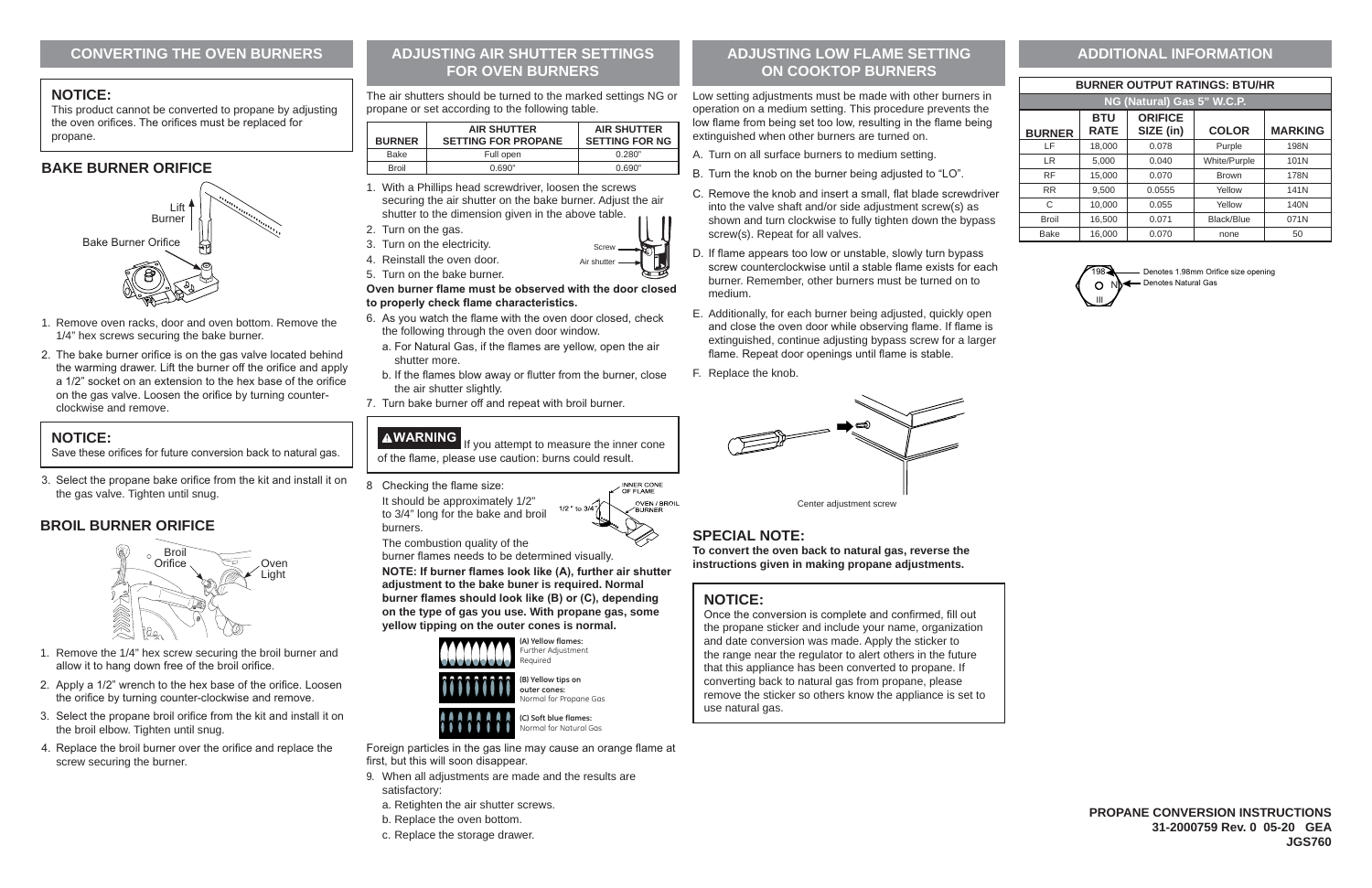## CONVERTING THE OVEN BURNERS

### NOTICE:

This product cannot be converted to propane by adjusting the oven orifices. The orifices must be replaced for propane.

### BAKE BURNER ORIFICE

Lift Burner

Bake Burner Orifice

1. Remove oven racks, door and oven bottom. Remove the 1/4" hex screws securing the bake burner.
2. The bake burner orifice is on the gas valve located behind the warming drawer. Lift the burner off the orifice and apply a 1/2" socket on an extension to the hex base of the orifice on the gas valve. Loosen the orifice by turning counter-clockwise and remove.

### NOTICE:

Save these orifices for future conversion back to natural gas.

3. Select the propane bake orifice from the kit and install it on the gas valve. Tighten until snug.

### BROIL BURNER ORIFICE

Broil Orifice

Oven Light

1. Remove the 1/4" hex screw securing the broil burner and allow it to hang down free of the broil orifice.
2. Apply a 1/2" wrench to the hex base of the orifice. Loosen the orifice by turning counter-clockwise and remove.
3. Select the propane broil orifice from the kit and install it on the broil elbow. Tighten until snug.
4. Replace the broil burner over the orifice and replace the screw securing the burner.

## ADJUSTING AIR SHUTTER SETTINGS FOR OVEN BURNERS

The air shutters should be turned to the marked settings NG or propane or set according to the following table.

| BURNER | AIR SHUTTER SETTING FOR PROPANE | AIR SHUTTER SETTING FOR NG |
|---|---|---|
| Bake | Full open | 0.280" |
| Broil | 0.690" | 0.690" |

1. With a Phillips head screwdriver, loosen the screws securing the air shutter on the bake burner. Adjust the air shutter to the dimension given in the above table.
2. Turn on the gas.
3. Turn on the electricity.
4. Reinstall the oven door.
5. Turn on the bake burner.

Screw

Air shutter

**Oven burner flame must be observed with the door closed to properly check flame characteristics.**

6. As you watch the flame with the oven door closed, check the following through the oven door window.
   a. For Natural Gas, if the flames are yellow, open the air shutter more.
   b. If the flames blow away or flutter from the burner, close the air shutter slightly.
7. Turn bake burner off and repeat with broil burner.

**⚠WARNING** If you attempt to measure the inner cone of the flame, please use caution: burns could result.

8. Checking the flame size:
   It should be approximately 1/2" to 3/4" long for the bake and broil burners.

   INNER CONE OF FLAME

   1/2" to 3/4"

   OVEN / BROIL BURNER

   The combustion quality of the burner flames needs to be determined visually.

   **NOTE: If burner flames look like (A), further air shutter adjustment to the bake buner is required. Normal burner flames should look like (B) or (C), depending on the type of gas you use. With propane gas, some yellow tipping on the outer cones is normal.**

   **(A) Yellow flames:** Further Adjustment Required

   **(B) Yellow tips on outer cones:** Normal for Propane Gas

   **(C) Soft blue flames:** Normal for Natural Gas

Foreign particles in the gas line may cause an orange flame at first, but this will soon disappear.

9. When all adjustments are made and the results are satisfactory:
   a. Retighten the air shutter screws.
   b. Replace the oven bottom.
   c. Replace the storage drawer.

## ADJUSTING LOW FLAME SETTING ON COOKTOP BURNERS

Low setting adjustments must be made with other burners in operation on a medium setting. This procedure prevents the low flame from being set too low, resulting in the flame being extinguished when other burners are turned on.

A. Turn on all surface burners to medium setting.

B. Turn the knob on the burner being adjusted to "LO".

C. Remove the knob and insert a small, flat blade screwdriver into the valve shaft and/or side adjustment screw(s) as shown and turn clockwise to fully tighten down the bypass screw(s). Repeat for all valves.

D. If flame appears too low or unstable, slowly turn bypass screw counterclockwise until a stable flame exists for each burner. Remember, other burners must be turned on to medium.

E. Additionally, for each burner being adjusted, quickly open and close the oven door while observing flame. If flame is extinguished, continue adjusting bypass screw for a larger flame. Repeat door openings until flame is stable.

F. Replace the knob.

Center adjustment screw

### SPECIAL NOTE:

**To convert the oven back to natural gas, reverse the instructions given in making propane adjustments.**

### NOTICE:

Once the conversion is complete and confirmed, fill out the propane sticker and include your name, organization and date conversion was made. Apply the sticker to the range near the regulator to alert others in the future that this appliance has been converted to propane. If converting back to natural gas from propane, please remove the sticker so others know the appliance is set to use natural gas.

## ADDITIONAL INFORMATION

| BURNER OUTPUT RATINGS: BTU/HR | | | | |
|---|---|---|---|---|
| NG (Natural) Gas 5" W.C.P. | | | | |
| BURNER | BTU RATE | ORIFICE SIZE (in) | COLOR | MARKING |
| LF | 18,000 | 0.078 | Purple | 198N |
| LR | 5,000 | 0.040 | White/Purple | 101N |
| RF | 15,000 | 0.070 | Brown | 178N |
| RR | 9,500 | 0.0555 | Yellow | 141N |
| C | 10,000 | 0.055 | Yellow | 140N |
| Broil | 16,500 | 0.071 | Black/Blue | 071N |
| Bake | 16,000 | 0.070 | none | 50 |

198 — Denotes 1.98mm Orifice size opening

N — Denotes Natural Gas

**PROPANE CONVERSION INSTRUCTIONS**
**31-2000759 Rev. 0 05-20 GEA**
**JGS760**